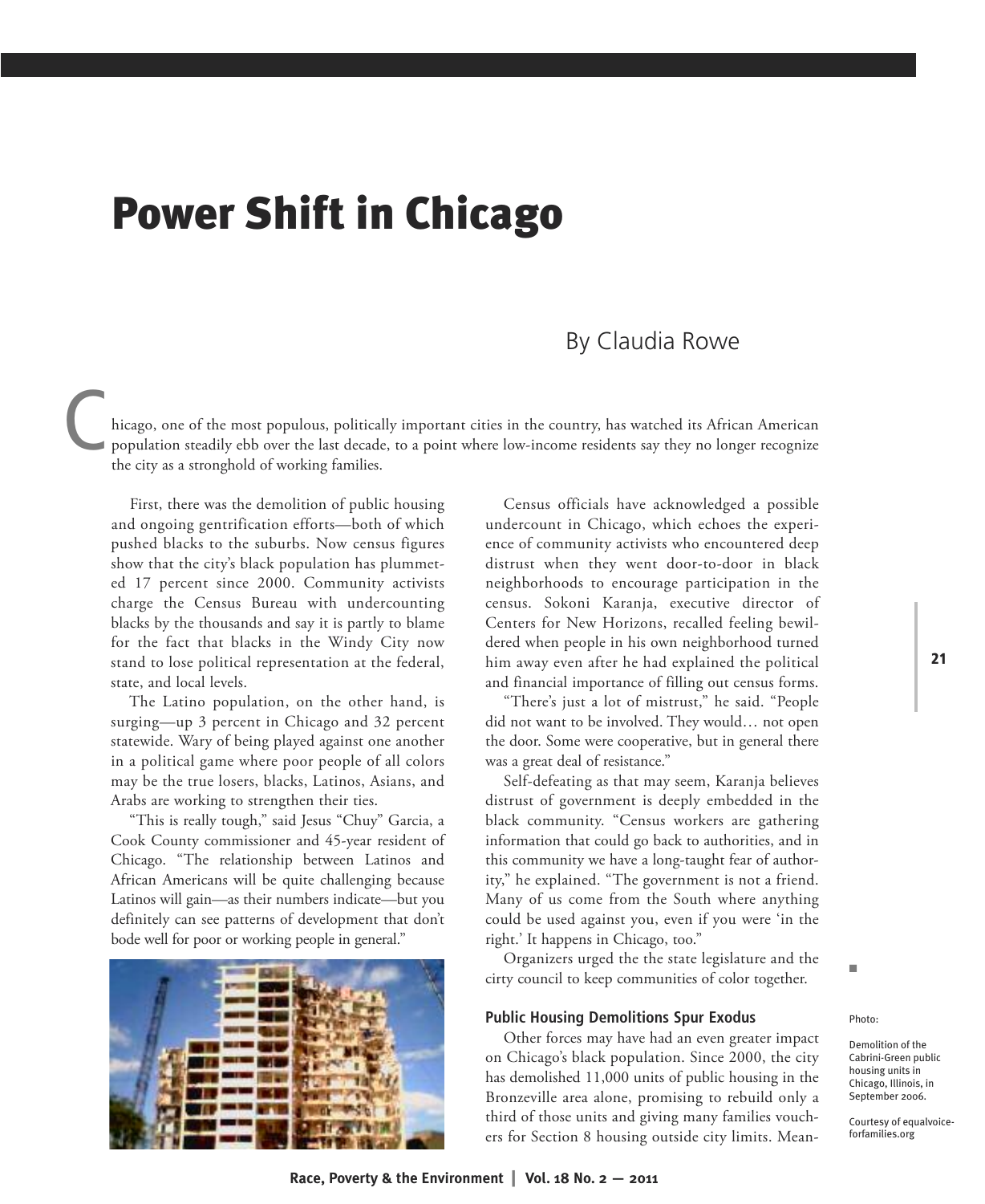# Power Shift in Chicago

By Claudia Rowe

Chicago, one of the most populous, politically important cities in the country, has watched its African American population steadily ebb over the last decade, to a point where low-income residents say they no longer recognize the city as a stronghold of working families.

First, there was the demolition of public housing and ongoing gentrification efforts—both of which pushed blacks to the suburbs. Now census figures show that the city's black population has plummeted 17 percent since 2000. Community activists charge the Census Bureau with undercounting blacks by the thousands and say it is partly to blame for the fact that blacks in the Windy City now stand to lose political representation at the federal, state, and local levels.

The Latino population, on the other hand, is surging—up 3 percent in Chicago and 32 percent statewide. Wary of being played against one another in a political game where poor people of all colors may be the true losers, blacks, Latinos, Asians, and Arabs are working to strengthen their ties.

"This is really tough," said Jesus "Chuy" Garcia, a Cook County commissioner and 45-year resident of Chicago. "The relationship between Latinos and African Americans will be quite challenging because Latinos will gain—as their numbers indicate—but you definitely can see patterns of development that don't bode well for poor or working people in general."

Census officials have acknowledged a possible undercount in Chicago, which echoes the experience of community activists who encountered deep distrust when they went door-to-door in black neighborhoods to encourage participation in the census. Sokoni Karanja, executive director of Centers for New Horizons, recalled feeling bewildered when people in his own neighborhood turned him away even after he had explained the political and financial importance of filling out census forms.

"There's just a lot of mistrust," he said. "People did not want to be involved. They would… not open the door. Some were cooperative, but in general there was a great deal of resistance."

Self-defeating as that may seem, Karanja believes distrust of government is deeply embedded in the black community. "Census workers are gathering information that could go back to authorities, and in this community we have a long-taught fear of authority," he explained. "The government is not a friend. Many of us come from the South where anything could be used against you, even if you were 'in the right.' It happens in Chicago, too."

Organizers urged the the state legislature and the cirty council to keep communities of color together.

## Public Housing Demolitions Spur Exodus

Other forces may have had an even greater impact on Chicago's black population. Since 2000, the city has demolished 11,000 units of public housing in the Bronzeville area alone, promising to rebuild only a third of those units and giving many families vouchers for Section 8 housing outside city limits. Mean-

Photo:

Demolition of the Cabrini-Green public housing units in Chicago, Illinois, in September 2006.

Courtesy of equalvoiceforfamilies.org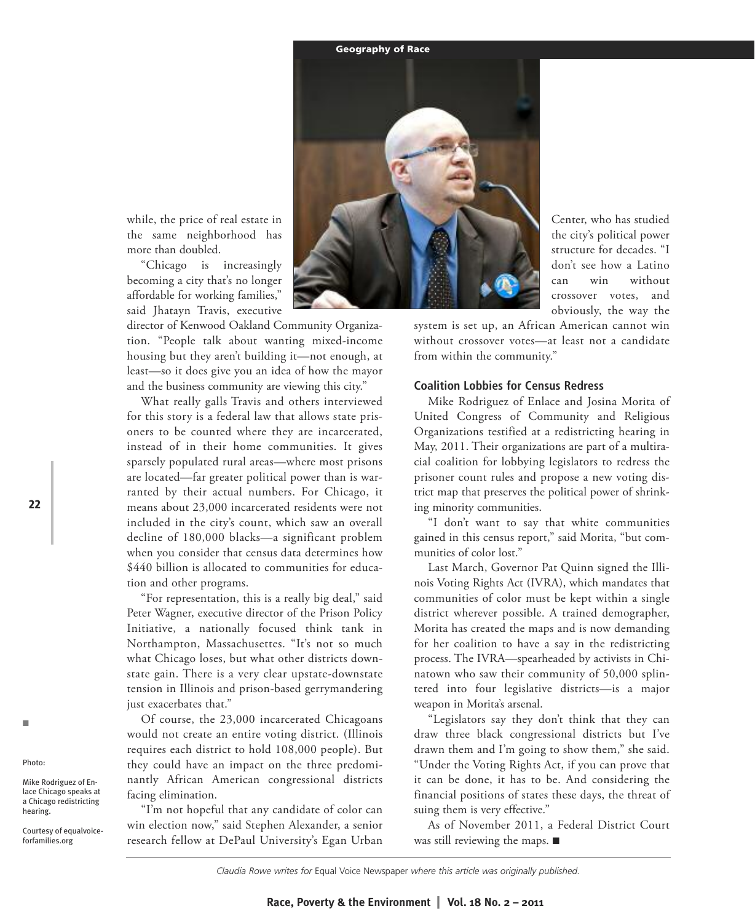while, the price of real estate in the same neighborhood has more than doubled.

"Chicago is increasingly becoming a city that's no longer affordable for working families," said Jhatayn Travis, executive director of Kenwood Oakland Community Organization. "People talk about wanting mixed-income housing but they aren't building it—not enough, at least—so it does give you an idea of how the mayor and the business community are viewing this city."

What really galls Travis and others interviewed for this story is a federal law that allows state prisoners to be counted where they are incarcerated, instead of in their home communities. It gives sparsely populated rural areas—where most prisons are located—far greater political power than is warranted by their actual numbers. For Chicago, it means about 23,000 incarcerated residents were not included in the city's count, which saw an overall decline of 180,000 blacks—a significant problem when you consider that census data determines how $440 billion is allocated to communities for education and other programs.

"For representation, this is a really big deal," said Peter Wagner, executive director of the Prison Policy Initiative, a nationally focused think tank in Northampton, Massachusettes. "It's not so much what Chicago loses, but what other districts downstate gain. There is a very clear upstate-downstate tension in Illinois and prison-based gerrymandering just exacerbates that."

Of course, the 23,000 incarcerated Chicagoans would not create an entire voting district. (Illinois requires each district to hold 108,000 people). But they could have an impact on the three predominantly African American congressional districts facing elimination.

"I'm not hopeful that any candidate of color can win election now," said Stephen Alexander, a senior research fellow at DePaul University's Egan Urban Center, who has studied the city's political power structure for decades. "I don't see how a Latino can win without crossover votes, and obviously, the way the system is set up, an African American cannot win without crossover votes—at least not a candidate from within the community."

### Coalition Lobbies for Census Redress

Mike Rodriguez of Enlace and Josina Morita of United Congress of Community and Religious Organizations testified at a redistricting hearing in May, 2011. Their organizations are part of a multiracial coalition for lobbying legislators to redress the prisoner count rules and propose a new voting district map that preserves the political power of shrinking minority communities.

"I don't want to say that white communities gained in this census report," said Morita, "but communities of color lost."

Last March, Governor Pat Quinn signed the Illinois Voting Rights Act (IVRA), which mandates that communities of color must be kept within a single district wherever possible. A trained demographer, Morita has created the maps and is now demanding for her coalition to have a say in the redistricting process. The IVRA—spearheaded by activists in Chinatown who saw their community of 50,000 splintered into four legislative districts—is a major weapon in Morita's arsenal.

"Legislators say they don't think that they can draw three black congressional districts but I've drawn them and I'm going to show them," she said. "Under the Voting Rights Act, if you can prove that it can be done, it has to be. And considering the financial positions of states these days, the threat of suing them is very effective."

As of November 2011, a Federal District Court was still reviewing the maps. ■

Photo:

Mike Rodriguez of Enlace Chicago speaks at a Chicago redistricting hearing.

Courtesy of equalvoiceforfamilies.org

*Claudia Rowe writes for* Equal Voice Newspaper *where this article was originally published.*